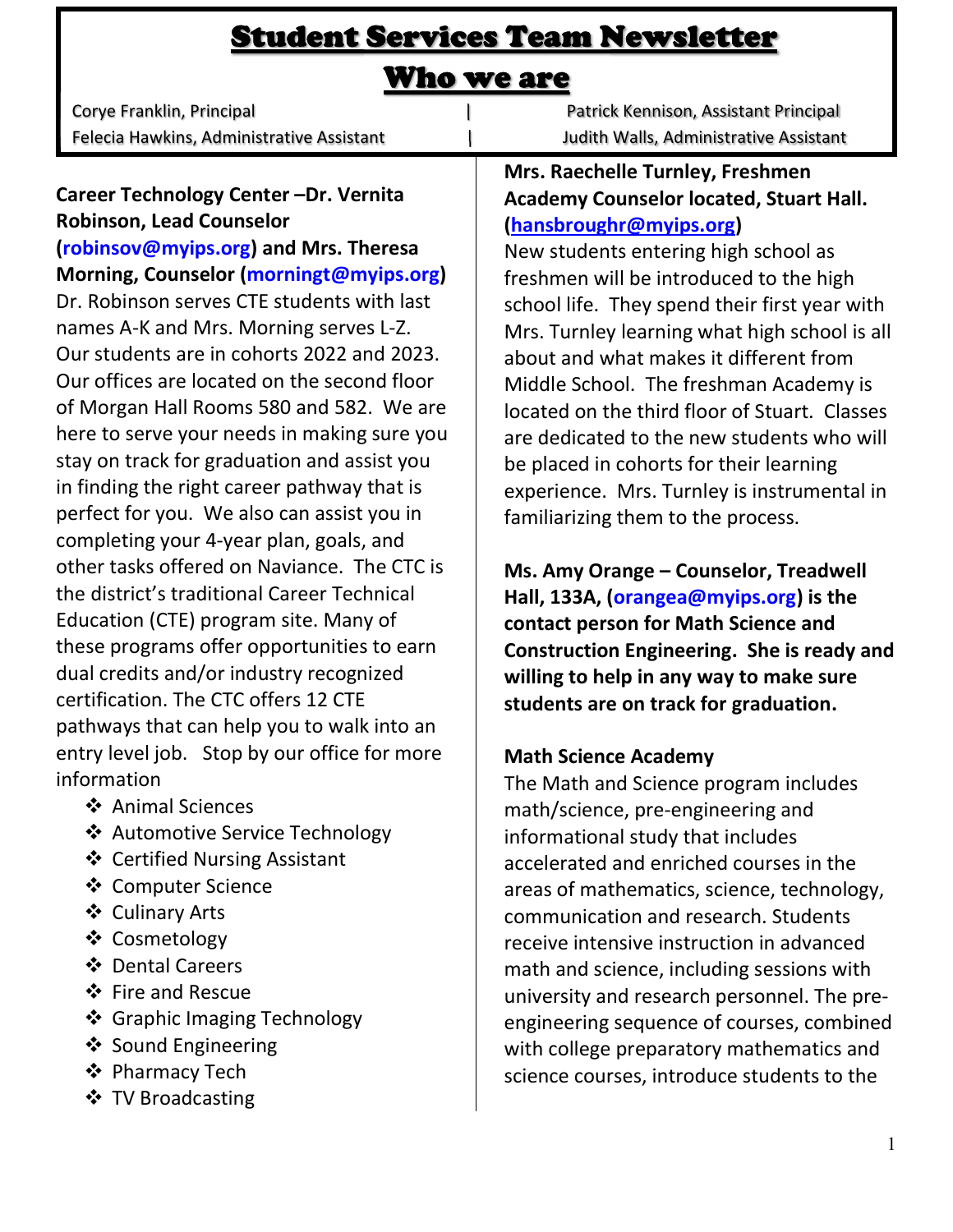# Student Services Team Newsletter

## Who we are

| Corye Franklin, Principal | Patrick Kennison, Assistant Principal |
|---|---|
| Felecia Hawkins, Administrative Assistant | Judith Walls, Administrative Assistant |

**Career Technology Center –Dr. Vernita Robinson, Lead Counselor (robinsov@myips.org) and Mrs. Theresa Morning, Counselor (morningt@myips.org)**

Dr. Robinson serves CTE students with last names A-K and Mrs. Morning serves L-Z. Our students are in cohorts 2022 and 2023. Our offices are located on the second floor of Morgan Hall Rooms 580 and 582. We are here to serve your needs in making sure you stay on track for graduation and assist you in finding the right career pathway that is perfect for you. We also can assist you in completing your 4-year plan, goals, and other tasks offered on Naviance. The CTC is the district's traditional Career Technical Education (CTE) program site. Many of these programs offer opportunities to earn dual credits and/or industry recognized certification. The CTC offers 12 CTE pathways that can help you to walk into an entry level job. Stop by our office for more information

- Animal Sciences
- Automotive Service Technology
- Certified Nursing Assistant
- Computer Science
- Culinary Arts
- Cosmetology
- Dental Careers
- Fire and Rescue
- Graphic Imaging Technology
- Sound Engineering
- Pharmacy Tech
- TV Broadcasting

**Mrs. Raechelle Turnley, Freshmen Academy Counselor located, Stuart Hall. (hansbroughr@myips.org)**

New students entering high school as freshmen will be introduced to the high school life. They spend their first year with Mrs. Turnley learning what high school is all about and what makes it different from Middle School. The freshman Academy is located on the third floor of Stuart. Classes are dedicated to the new students who will be placed in cohorts for their learning experience. Mrs. Turnley is instrumental in familiarizing them to the process.

**Ms. Amy Orange – Counselor, Treadwell Hall, 133A, (orangea@myips.org) is the contact person for Math Science and Construction Engineering. She is ready and willing to help in any way to make sure students are on track for graduation.**

**Math Science Academy**

The Math and Science program includes math/science, pre-engineering and informational study that includes accelerated and enriched courses in the areas of mathematics, science, technology, communication and research. Students receive intensive instruction in advanced math and science, including sessions with university and research personnel. The pre-engineering sequence of courses, combined with college preparatory mathematics and science courses, introduce students to the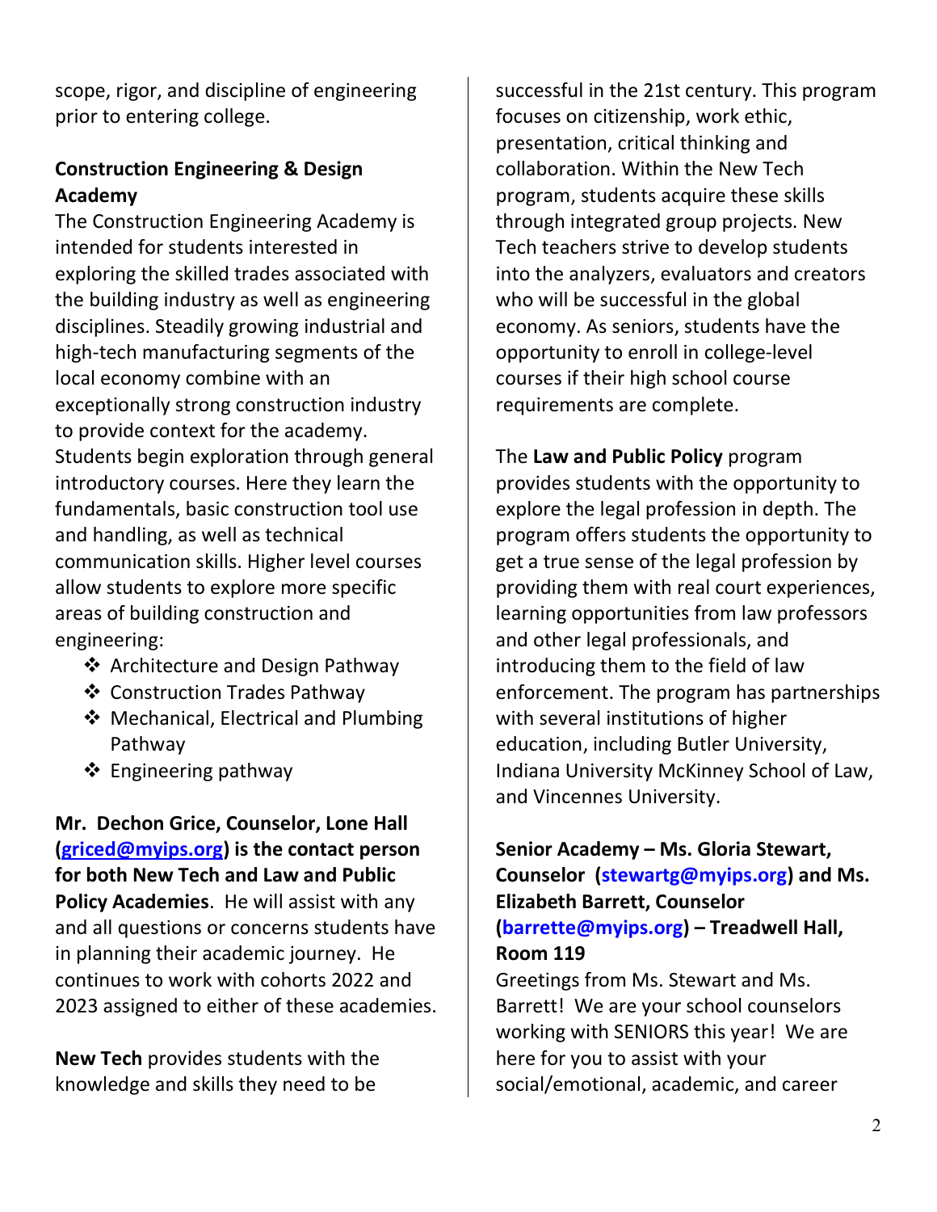scope, rigor, and discipline of engineering prior to entering college.

**Construction Engineering & Design Academy**

The Construction Engineering Academy is intended for students interested in exploring the skilled trades associated with the building industry as well as engineering disciplines. Steadily growing industrial and high-tech manufacturing segments of the local economy combine with an exceptionally strong construction industry to provide context for the academy. Students begin exploration through general introductory courses. Here they learn the fundamentals, basic construction tool use and handling, as well as technical communication skills. Higher level courses allow students to explore more specific areas of building construction and engineering:

- Architecture and Design Pathway
- Construction Trades Pathway
- Mechanical, Electrical and Plumbing Pathway
- Engineering pathway

**Mr. Dechon Grice, Counselor, Lone Hall (griced@myips.org) is the contact person for both New Tech and Law and Public Policy Academies**. He will assist with any and all questions or concerns students have in planning their academic journey. He continues to work with cohorts 2022 and 2023 assigned to either of these academies.

**New Tech** provides students with the knowledge and skills they need to be successful in the 21st century. This program focuses on citizenship, work ethic, presentation, critical thinking and collaboration. Within the New Tech program, students acquire these skills through integrated group projects. New Tech teachers strive to develop students into the analyzers, evaluators and creators who will be successful in the global economy. As seniors, students have the opportunity to enroll in college-level courses if their high school course requirements are complete.

The **Law and Public Policy** program provides students with the opportunity to explore the legal profession in depth. The program offers students the opportunity to get a true sense of the legal profession by providing them with real court experiences, learning opportunities from law professors and other legal professionals, and introducing them to the field of law enforcement. The program has partnerships with several institutions of higher education, including Butler University, Indiana University McKinney School of Law, and Vincennes University.

**Senior Academy – Ms. Gloria Stewart, Counselor (stewartg@myips.org) and Ms. Elizabeth Barrett, Counselor (barrette@myips.org) – Treadwell Hall, Room 119**

Greetings from Ms. Stewart and Ms. Barrett! We are your school counselors working with SENIORS this year! We are here for you to assist with your social/emotional, academic, and career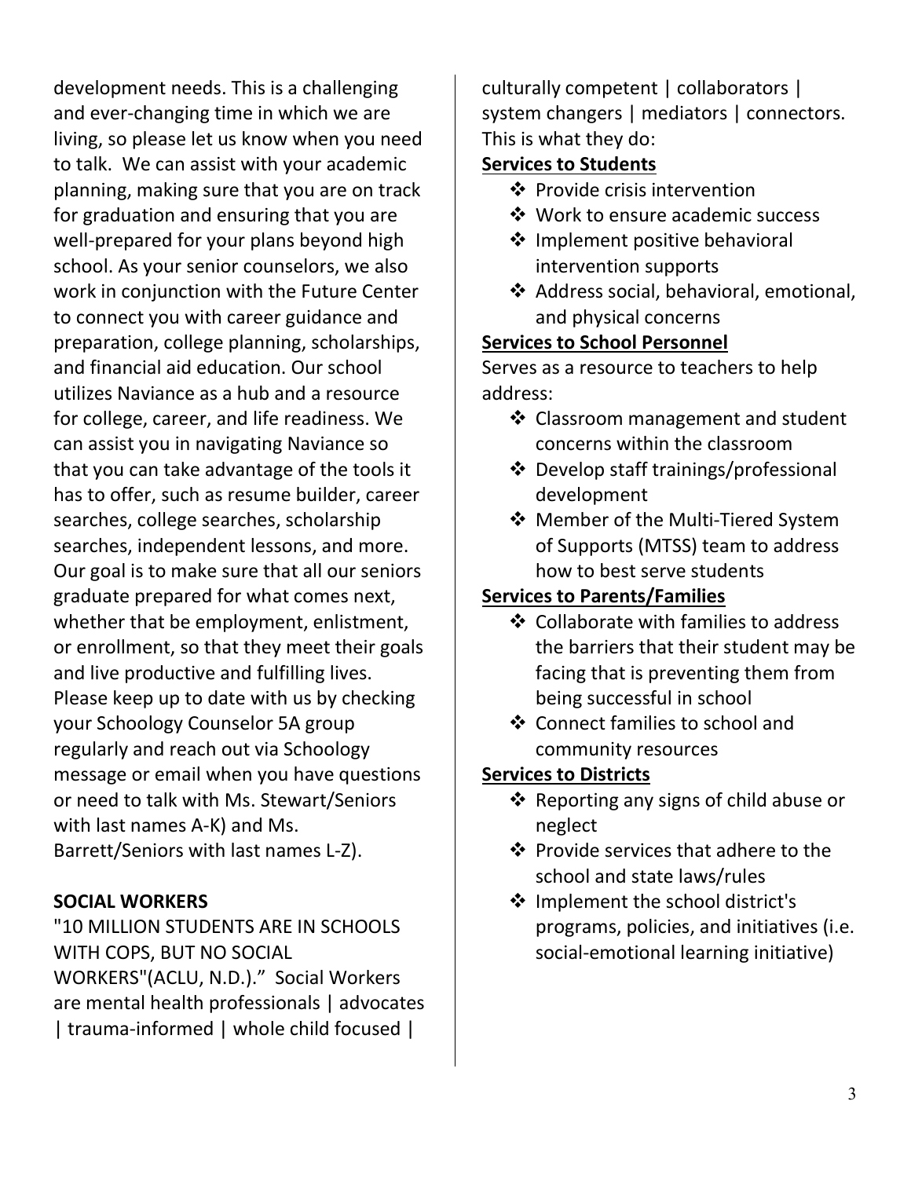development needs. This is a challenging and ever-changing time in which we are living, so please let us know when you need to talk. We can assist with your academic planning, making sure that you are on track for graduation and ensuring that you are well-prepared for your plans beyond high school. As your senior counselors, we also work in conjunction with the Future Center to connect you with career guidance and preparation, college planning, scholarships, and financial aid education. Our school utilizes Naviance as a hub and a resource for college, career, and life readiness. We can assist you in navigating Naviance so that you can take advantage of the tools it has to offer, such as resume builder, career searches, college searches, scholarship searches, independent lessons, and more. Our goal is to make sure that all our seniors graduate prepared for what comes next, whether that be employment, enlistment, or enrollment, so that they meet their goals and live productive and fulfilling lives. Please keep up to date with us by checking your Schoology Counselor 5A group regularly and reach out via Schoology message or email when you have questions or need to talk with Ms. Stewart/Seniors with last names A-K) and Ms. Barrett/Seniors with last names L-Z).

**SOCIAL WORKERS**

"10 MILLION STUDENTS ARE IN SCHOOLS WITH COPS, BUT NO SOCIAL WORKERS"(ACLU, N.D.)." Social Workers are mental health professionals | advocates | trauma-informed | whole child focused | culturally competent | collaborators | system changers | mediators | connectors. This is what they do:

**Services to Students**

- Provide crisis intervention
- Work to ensure academic success
- Implement positive behavioral intervention supports
- Address social, behavioral, emotional, and physical concerns

**Services to School Personnel**

Serves as a resource to teachers to help address:

- Classroom management and student concerns within the classroom
- Develop staff trainings/professional development
- Member of the Multi-Tiered System of Supports (MTSS) team to address how to best serve students

**Services to Parents/Families**

- Collaborate with families to address the barriers that their student may be facing that is preventing them from being successful in school
- Connect families to school and community resources

**Services to Districts**

- Reporting any signs of child abuse or neglect
- Provide services that adhere to the school and state laws/rules
- Implement the school district's programs, policies, and initiatives (i.e. social-emotional learning initiative)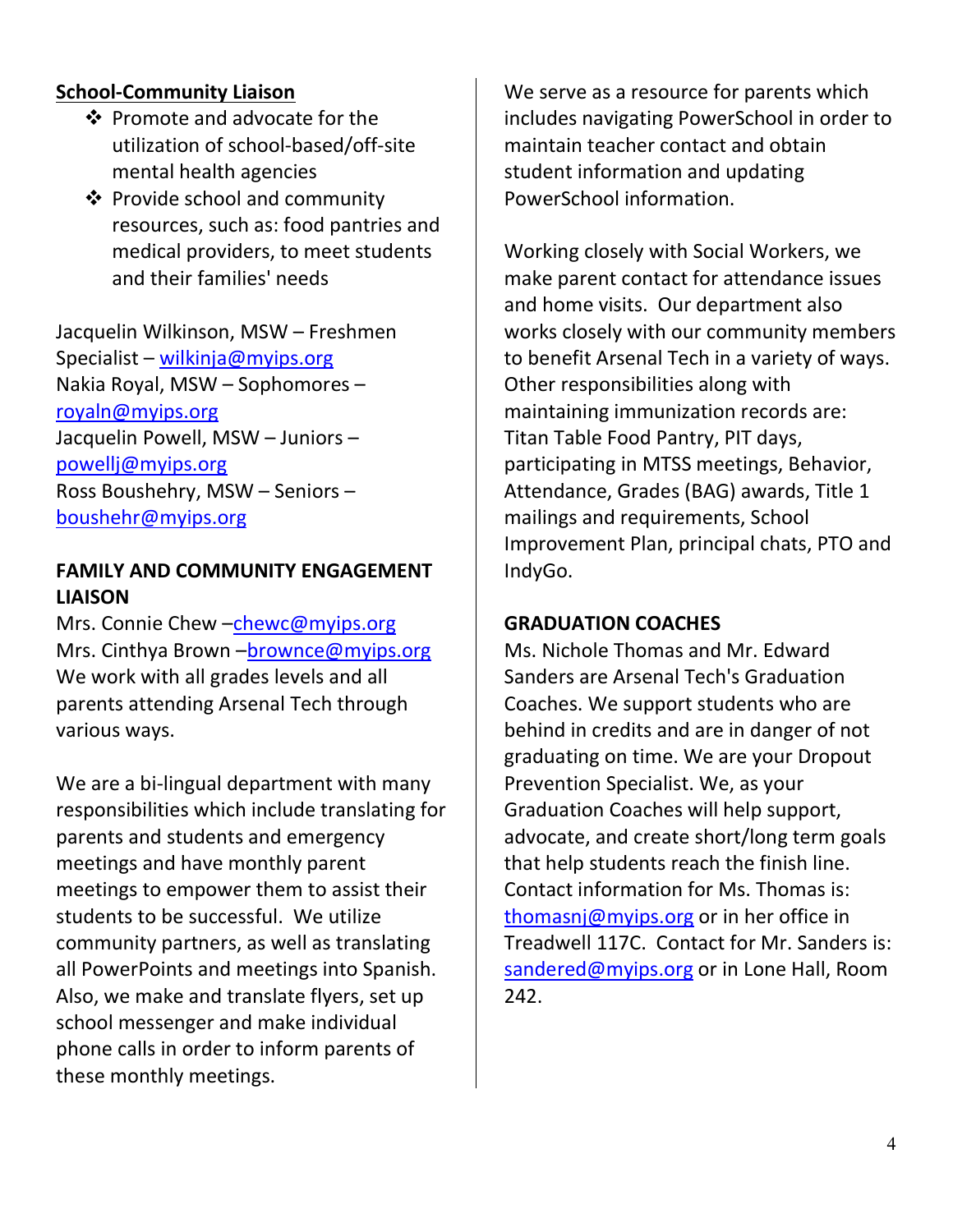## School-Community Liaison

- Promote and advocate for the utilization of school-based/off-site mental health agencies
- Provide school and community resources, such as: food pantries and medical providers, to meet students and their families' needs

Jacquelin Wilkinson, MSW – Freshmen Specialist – wilkinja@myips.org
Nakia Royal, MSW – Sophomores – royaln@myips.org
Jacquelin Powell, MSW – Juniors – powellj@myips.org
Ross Boushehry, MSW – Seniors – boushehr@myips.org

## FAMILY AND COMMUNITY ENGAGEMENT LIAISON

Mrs. Connie Chew –chewc@myips.org
Mrs. Cinthya Brown –brownce@myips.org
We work with all grades levels and all parents attending Arsenal Tech through various ways.

We are a bi-lingual department with many responsibilities which include translating for parents and students and emergency meetings and have monthly parent meetings to empower them to assist their students to be successful. We utilize community partners, as well as translating all PowerPoints and meetings into Spanish. Also, we make and translate flyers, set up school messenger and make individual phone calls in order to inform parents of these monthly meetings.

We serve as a resource for parents which includes navigating PowerSchool in order to maintain teacher contact and obtain student information and updating PowerSchool information.

Working closely with Social Workers, we make parent contact for attendance issues and home visits. Our department also works closely with our community members to benefit Arsenal Tech in a variety of ways. Other responsibilities along with maintaining immunization records are: Titan Table Food Pantry, PIT days, participating in MTSS meetings, Behavior, Attendance, Grades (BAG) awards, Title 1 mailings and requirements, School Improvement Plan, principal chats, PTO and IndyGo.

## GRADUATION COACHES

Ms. Nichole Thomas and Mr. Edward Sanders are Arsenal Tech's Graduation Coaches. We support students who are behind in credits and are in danger of not graduating on time. We are your Dropout Prevention Specialist. We, as your Graduation Coaches will help support, advocate, and create short/long term goals that help students reach the finish line. Contact information for Ms. Thomas is: thomasnj@myips.org or in her office in Treadwell 117C. Contact for Mr. Sanders is: sandered@myips.org or in Lone Hall, Room 242.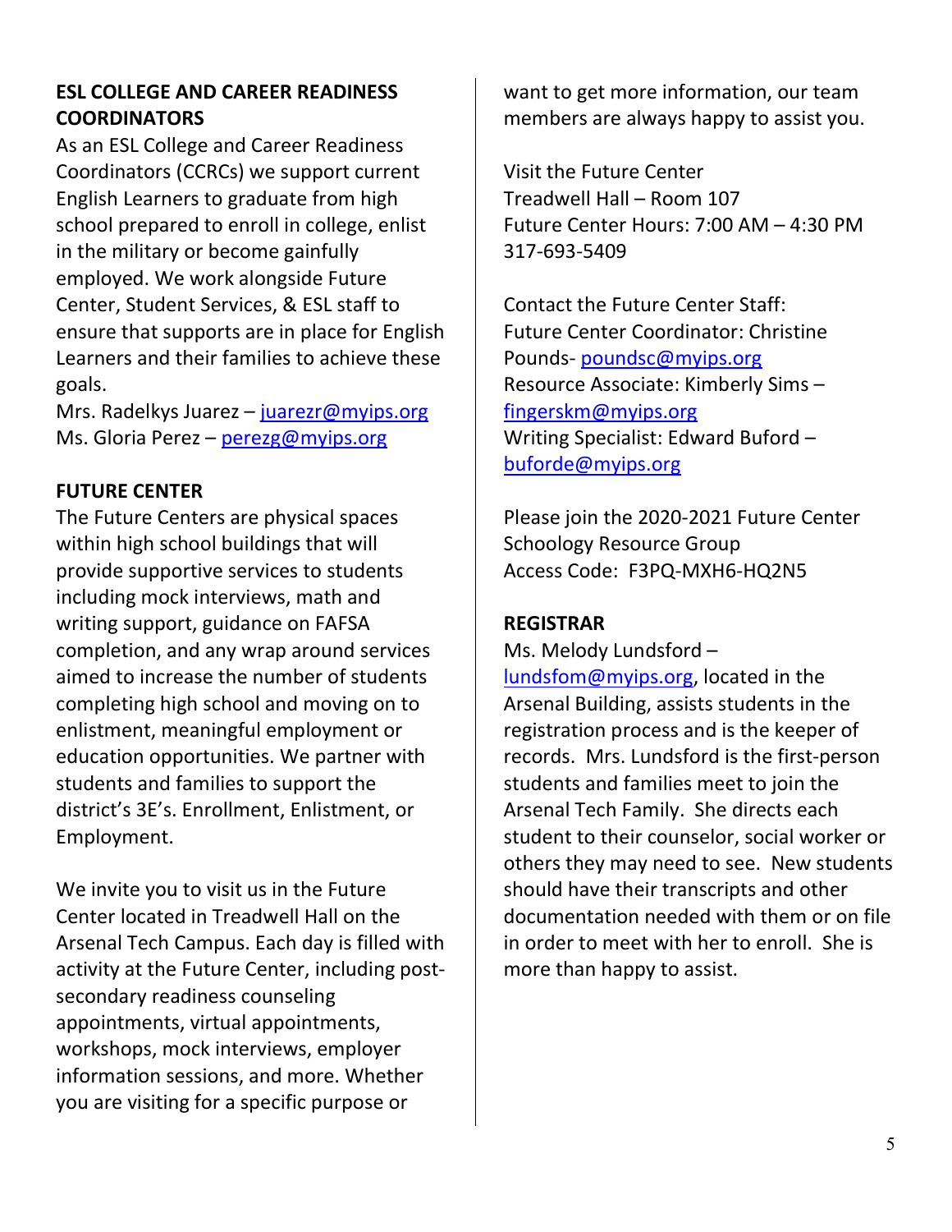**ESL COLLEGE AND CAREER READINESS COORDINATORS**

As an ESL College and Career Readiness Coordinators (CCRCs) we support current English Learners to graduate from high school prepared to enroll in college, enlist in the military or become gainfully employed. We work alongside Future Center, Student Services, & ESL staff to ensure that supports are in place for English Learners and their families to achieve these goals.

Mrs. Radelkys Juarez – juarezr@myips.org
Ms. Gloria Perez – perezg@myips.org

**FUTURE CENTER**

The Future Centers are physical spaces within high school buildings that will provide supportive services to students including mock interviews, math and writing support, guidance on FAFSA completion, and any wrap around services aimed to increase the number of students completing high school and moving on to enlistment, meaningful employment or education opportunities. We partner with students and families to support the district's 3E's. Enrollment, Enlistment, or Employment.

We invite you to visit us in the Future Center located in Treadwell Hall on the Arsenal Tech Campus. Each day is filled with activity at the Future Center, including post-secondary readiness counseling appointments, virtual appointments, workshops, mock interviews, employer information sessions, and more. Whether you are visiting for a specific purpose or want to get more information, our team members are always happy to assist you.

Visit the Future Center
Treadwell Hall – Room 107
Future Center Hours: 7:00 AM – 4:30 PM
317-693-5409

Contact the Future Center Staff:
Future Center Coordinator: Christine Pounds- poundsc@myips.org
Resource Associate: Kimberly Sims – fingerskm@myips.org
Writing Specialist: Edward Buford – buforde@myips.org

Please join the 2020-2021 Future Center Schoology Resource Group
Access Code: F3PQ-MXH6-HQ2N5

**REGISTRAR**

Ms. Melody Lundsford – lundsfom@myips.org, located in the Arsenal Building, assists students in the registration process and is the keeper of records. Mrs. Lundsford is the first-person students and families meet to join the Arsenal Tech Family. She directs each student to their counselor, social worker or others they may need to see. New students should have their transcripts and other documentation needed with them or on file in order to meet with her to enroll. She is more than happy to assist.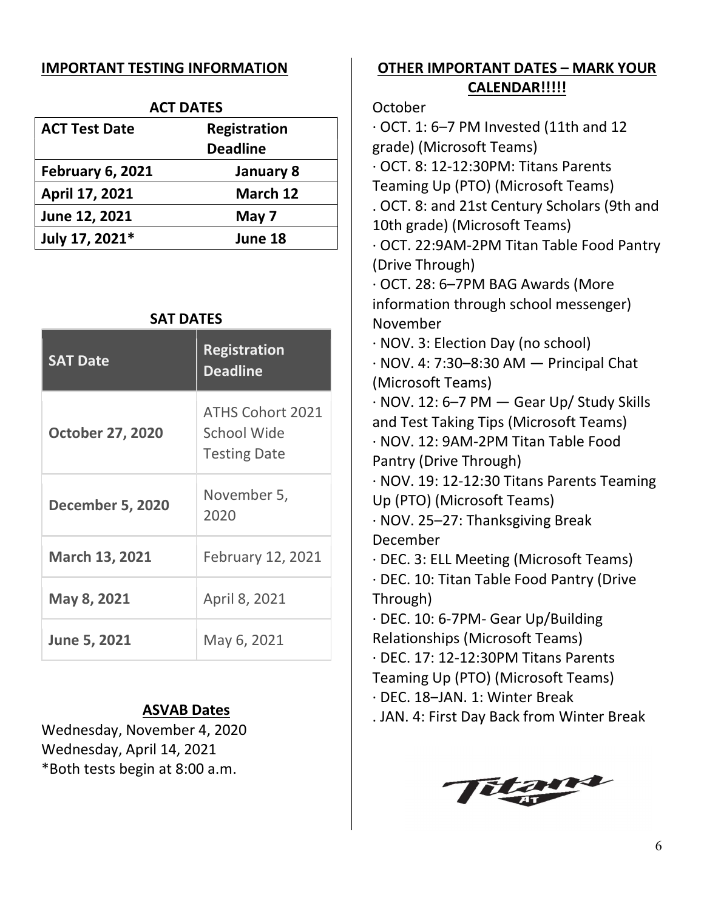## IMPORTANT TESTING INFORMATION

### ACT DATES

| ACT Test Date | Registration Deadline |
|---|---|
| February 6, 2021 | January 8 |
| April 17, 2021 | March 12 |
| June 12, 2021 | May 7 |
| July 17, 2021* | June 18 |

### SAT DATES

| SAT Date | Registration Deadline |
|---|---|
| October 27, 2020 | ATHS Cohort 2021 School Wide Testing Date |
| December 5, 2020 | November 5, 2020 |
| March 13, 2021 | February 12, 2021 |
| May 8, 2021 | April 8, 2021 |
| June 5, 2021 | May 6, 2021 |

### ASVAB Dates

Wednesday, November 4, 2020
Wednesday, April 14, 2021
*Both tests begin at 8:00 a.m.

## OTHER IMPORTANT DATES – MARK YOUR CALENDAR!!!!!

October

· OCT. 1: 6–7 PM Invested (11th and 12 grade) (Microsoft Teams)
· OCT. 8: 12-12:30PM: Titans Parents Teaming Up (PTO) (Microsoft Teams)
. OCT. 8: and 21st Century Scholars (9th and 10th grade) (Microsoft Teams)
· OCT. 22:9AM-2PM Titan Table Food Pantry (Drive Through)
· OCT. 28: 6–7PM BAG Awards (More information through school messenger)

November

· NOV. 3: Election Day (no school)
· NOV. 4: 7:30–8:30 AM — Principal Chat (Microsoft Teams)
· NOV. 12: 6–7 PM — Gear Up/ Study Skills and Test Taking Tips (Microsoft Teams)
· NOV. 12: 9AM-2PM Titan Table Food Pantry (Drive Through)
· NOV. 19: 12-12:30 Titans Parents Teaming Up (PTO) (Microsoft Teams)
· NOV. 25–27: Thanksgiving Break

December

· DEC. 3: ELL Meeting (Microsoft Teams)
· DEC. 10: Titan Table Food Pantry (Drive Through)
· DEC. 10: 6-7PM- Gear Up/Building Relationships (Microsoft Teams)
· DEC. 17: 12-12:30PM Titans Parents Teaming Up (PTO) (Microsoft Teams)
· DEC. 18–JAN. 1: Winter Break
. JAN. 4: First Day Back from Winter Break

Titans AT